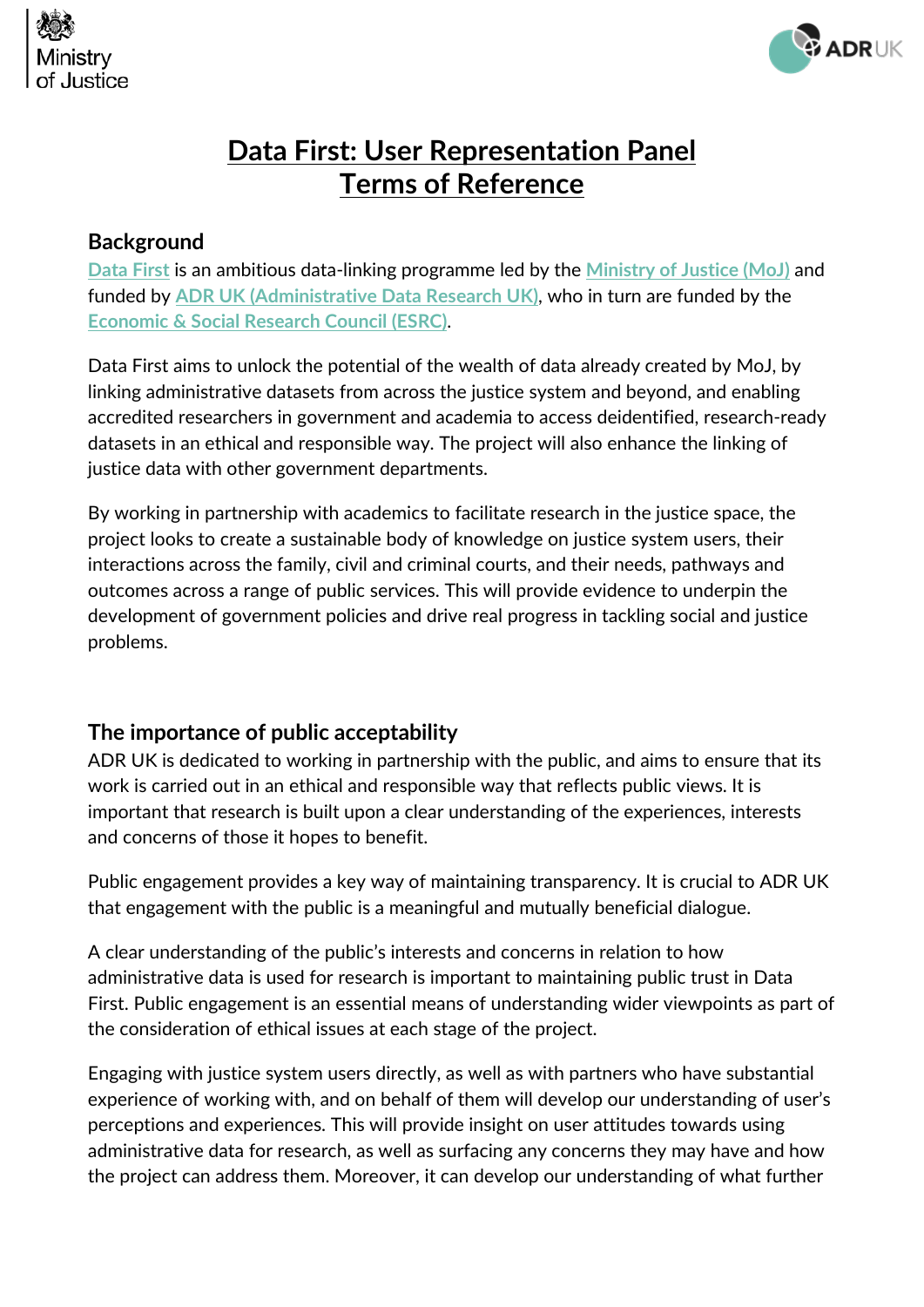# Data First: User Representation Panel Terms of Reference

## Background

Data First is an ambitious data-linking programme led by the Ministry of Justice (MoJ) and funded by ADR UK (Administrative Data Research UK), who in turn are funded by the Economic & Social Research Council (ESRC).

Data First aims to unlock the potential of the wealth of data already created by MoJ, by linking administrative datasets from across the justice system and beyond, and enabling accredited researchers in government and academia to access deidentified, research-ready datasets in an ethical and responsible way. The project will also enhance the linking of justice data with other government departments.

By working in partnership with academics to facilitate research in the justice space, the project looks to create a sustainable body of knowledge on justice system users, their interactions across the family, civil and criminal courts, and their needs, pathways and outcomes across a range of public services. This will provide evidence to underpin the development of government policies and drive real progress in tackling social and justice problems.

## The importance of public acceptability

ADR UK is dedicated to working in partnership with the public, and aims to ensure that its work is carried out in an ethical and responsible way that reflects public views. It is important that research is built upon a clear understanding of the experiences, interests and concerns of those it hopes to benefit.

Public engagement provides a key way of maintaining transparency. It is crucial to ADR UK that engagement with the public is a meaningful and mutually beneficial dialogue.

A clear understanding of the public's interests and concerns in relation to how administrative data is used for research is important to maintaining public trust in Data First. Public engagement is an essential means of understanding wider viewpoints as part of the consideration of ethical issues at each stage of the project.

Engaging with justice system users directly, as well as with partners who have substantial experience of working with, and on behalf of them will develop our understanding of user's perceptions and experiences. This will provide insight on user attitudes towards using administrative data for research, as well as surfacing any concerns they may have and how the project can address them. Moreover, it can develop our understanding of what further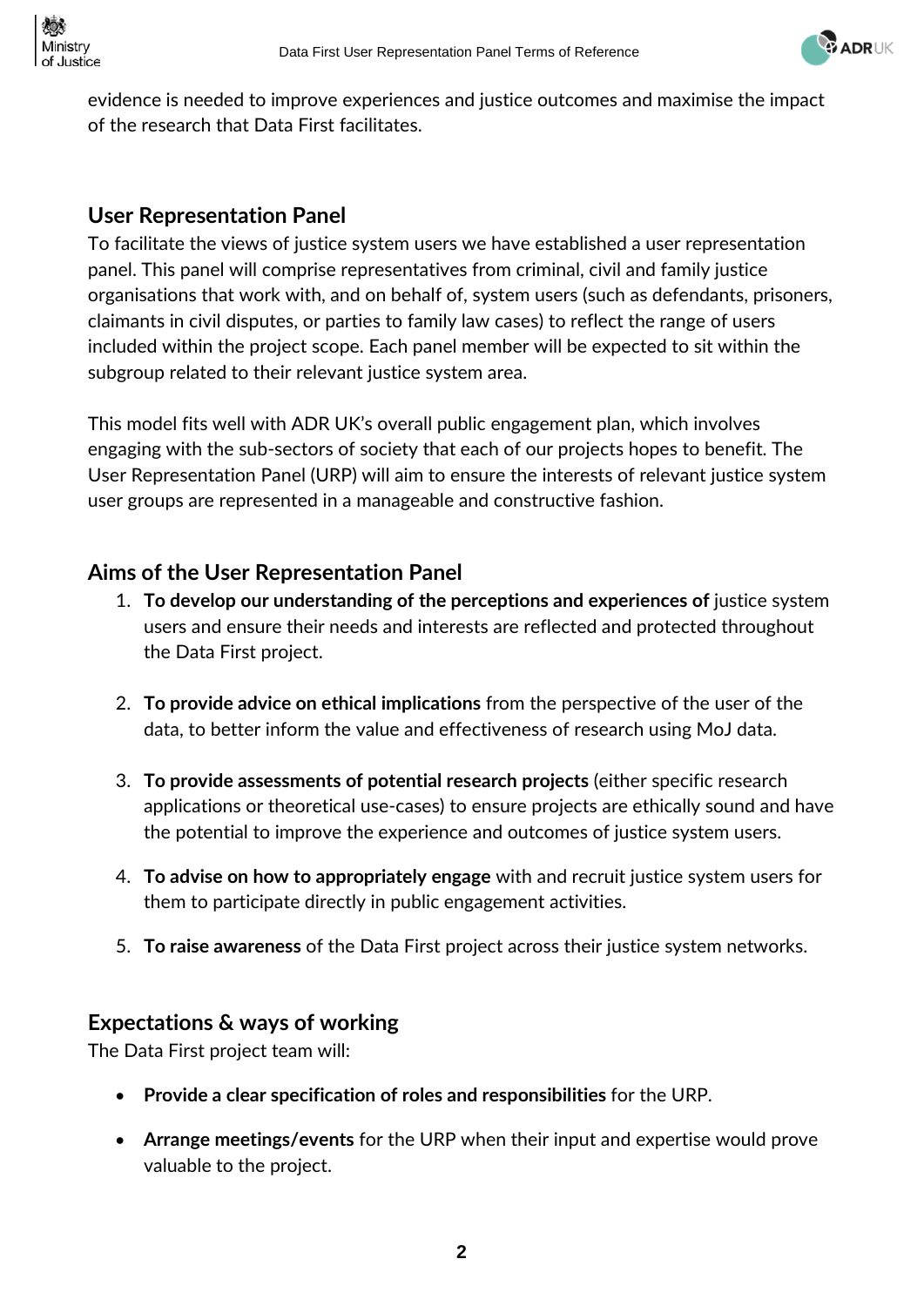evidence is needed to improve experiences and justice outcomes and maximise the impact of the research that Data First facilitates.

## User Representation Panel

To facilitate the views of justice system users we have established a user representation panel. This panel will comprise representatives from criminal, civil and family justice organisations that work with, and on behalf of, system users (such as defendants, prisoners, claimants in civil disputes, or parties to family law cases) to reflect the range of users included within the project scope. Each panel member will be expected to sit within the subgroup related to their relevant justice system area.

This model fits well with ADR UK's overall public engagement plan, which involves engaging with the sub-sectors of society that each of our projects hopes to benefit. The User Representation Panel (URP) will aim to ensure the interests of relevant justice system user groups are represented in a manageable and constructive fashion.

## Aims of the User Representation Panel

1. **To develop our understanding of the perceptions and experiences of** justice system users and ensure their needs and interests are reflected and protected throughout the Data First project.

2. **To provide advice on ethical implications** from the perspective of the user of the data, to better inform the value and effectiveness of research using MoJ data.

3. **To provide assessments of potential research projects** (either specific research applications or theoretical use-cases) to ensure projects are ethically sound and have the potential to improve the experience and outcomes of justice system users.

4. **To advise on how to appropriately engage** with and recruit justice system users for them to participate directly in public engagement activities.

5. **To raise awareness** of the Data First project across their justice system networks.

## Expectations & ways of working

The Data First project team will:

- **Provide a clear specification of roles and responsibilities** for the URP.

- **Arrange meetings/events** for the URP when their input and expertise would prove valuable to the project.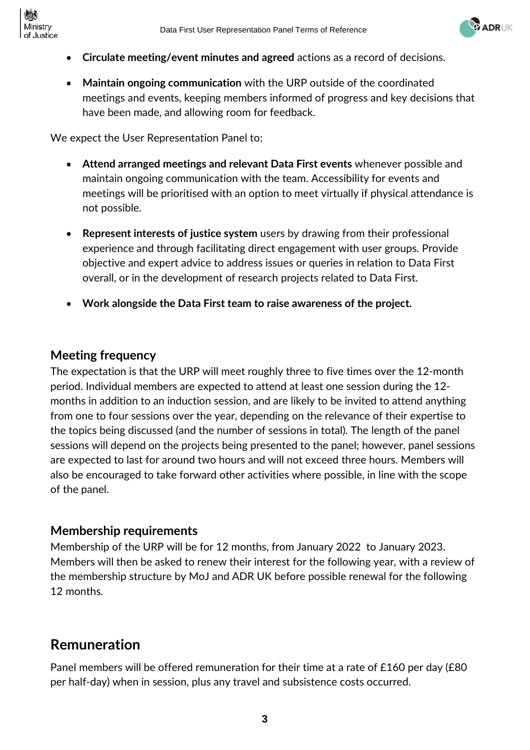- **Circulate meeting/event minutes and agreed** actions as a record of decisions.
- **Maintain ongoing communication** with the URP outside of the coordinated meetings and events, keeping members informed of progress and key decisions that have been made, and allowing room for feedback.

We expect the User Representation Panel to:

- **Attend arranged meetings and relevant Data First events** whenever possible and maintain ongoing communication with the team. Accessibility for events and meetings will be prioritised with an option to meet virtually if physical attendance is not possible.
- **Represent interests of justice system** users by drawing from their professional experience and through facilitating direct engagement with user groups. Provide objective and expert advice to address issues or queries in relation to Data First overall, or in the development of research projects related to Data First.
- **Work alongside the Data First team to raise awareness of the project.**

### Meeting frequency

The expectation is that the URP will meet roughly three to five times over the 12-month period. Individual members are expected to attend at least one session during the 12-months in addition to an induction session, and are likely to be invited to attend anything from one to four sessions over the year, depending on the relevance of their expertise to the topics being discussed (and the number of sessions in total). The length of the panel sessions will depend on the projects being presented to the panel; however, panel sessions are expected to last for around two hours and will not exceed three hours. Members will also be encouraged to take forward other activities where possible, in line with the scope of the panel.

### Membership requirements

Membership of the URP will be for 12 months, from January 2022 to January 2023. Members will then be asked to renew their interest for the following year, with a review of the membership structure by MoJ and ADR UK before possible renewal for the following 12 months.

## Remuneration

Panel members will be offered remuneration for their time at a rate of £160 per day (£80 per half-day) when in session, plus any travel and subsistence costs occurred.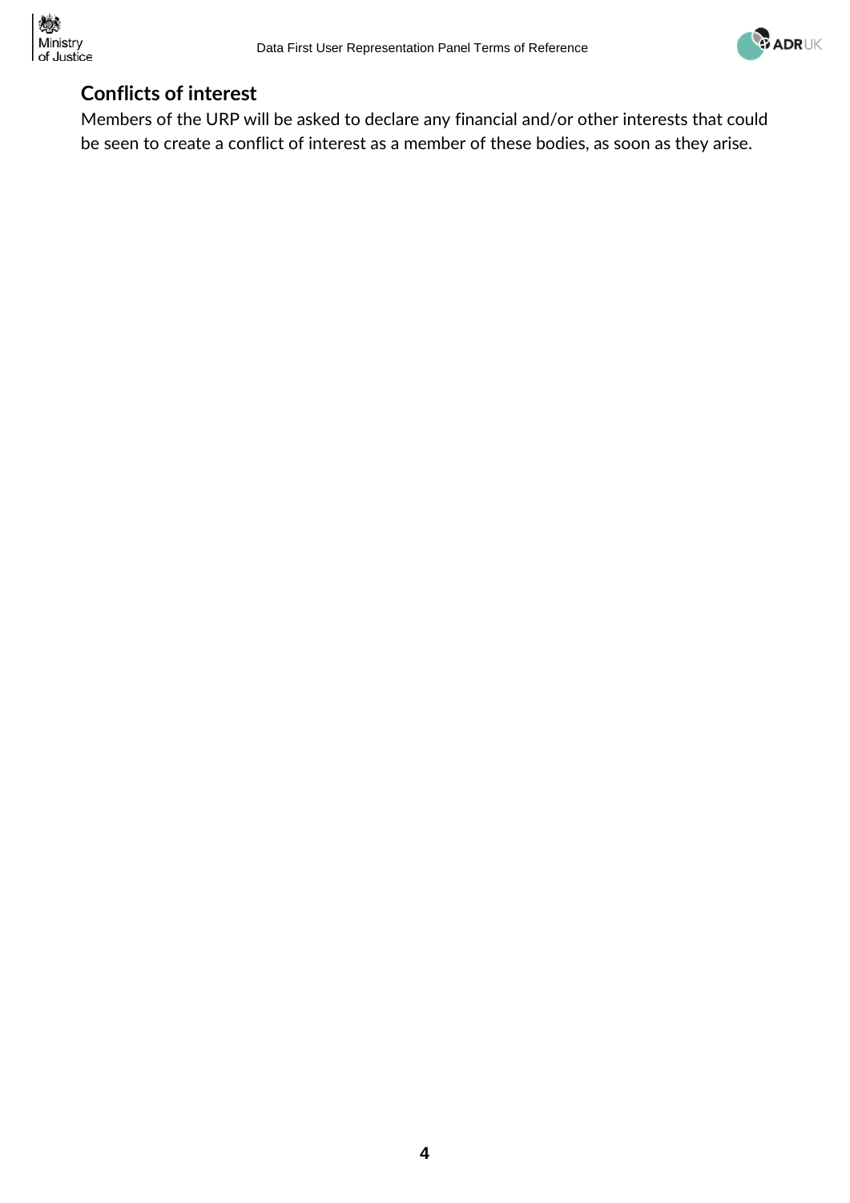## Conflicts of interest

Members of the URP will be asked to declare any financial and/or other interests that could be seen to create a conflict of interest as a member of these bodies, as soon as they arise.